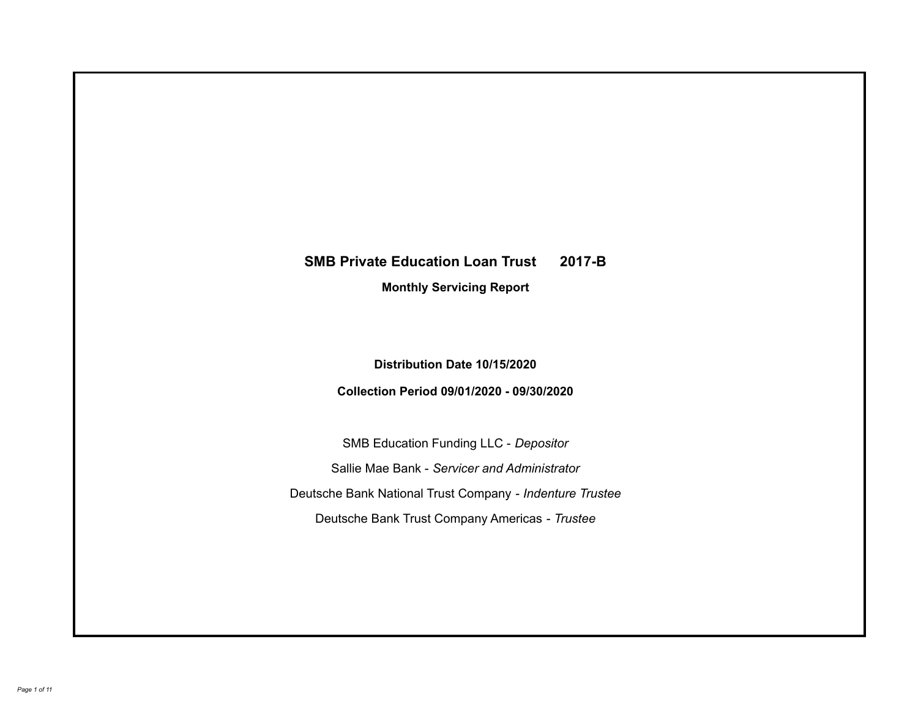# SMB Private Education Loan Trust 2017-B

## Monthly Servicing Report

**Distribution Date 10/15/2020**

**Collection Period 09/01/2020 - 09/30/2020**

SMB Education Funding LLC - *Depositor*

Sallie Mae Bank - *Servicer and Administrator*

Deutsche Bank National Trust Company - *Indenture Trustee*

Deutsche Bank Trust Company Americas - *Trustee*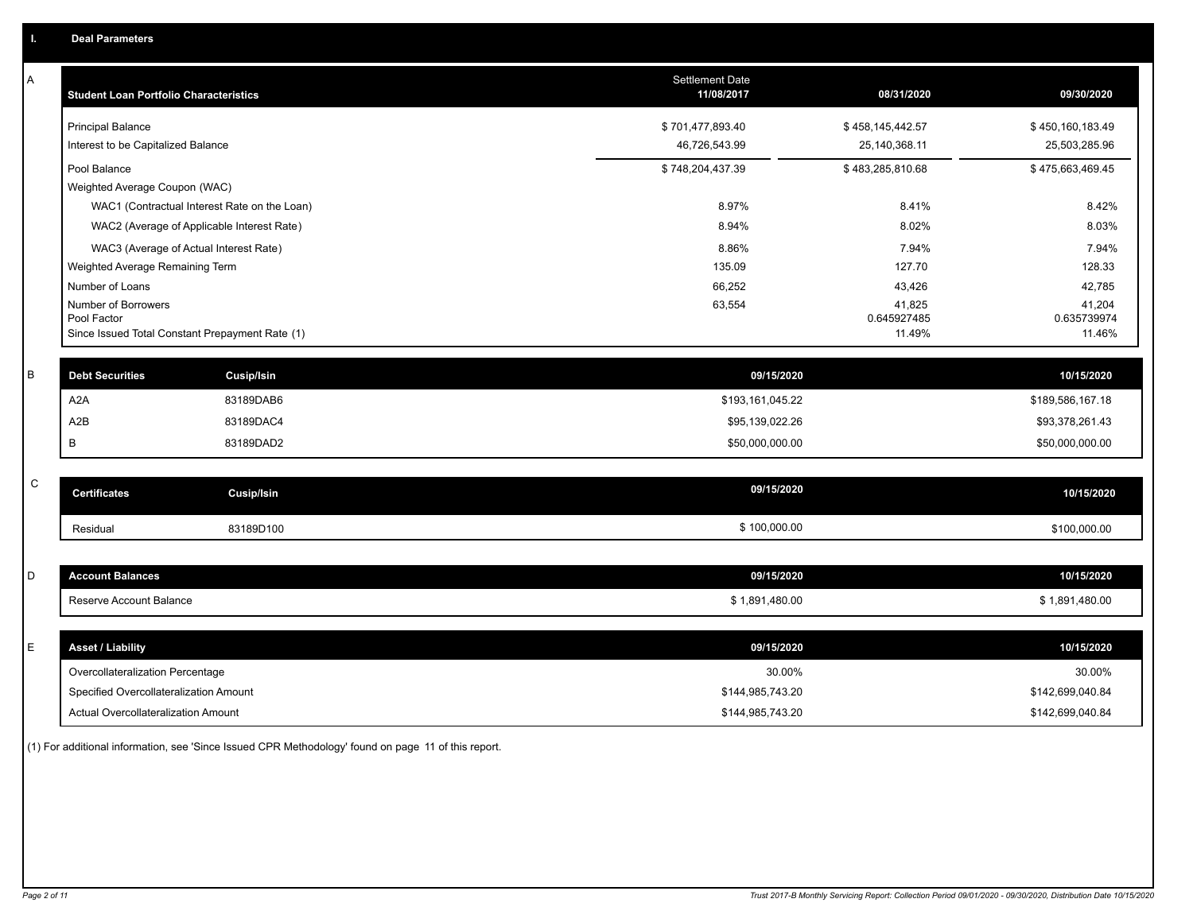## I. Deal Parameters

### A

| Student Loan Portfolio Characteristics | Settlement Date 11/08/2017 | 08/31/2020 | 09/30/2020 |
|---|---|---|---|
| Principal Balance | $ 701,477,893.40 | $ 458,145,442.57 | $ 450,160,183.49 |
| Interest to be Capitalized Balance | 46,726,543.99 | 25,140,368.11 | 25,503,285.96 |
| Pool Balance | $ 748,204,437.39 | $ 483,285,810.68 | $ 475,663,469.45 |
| Weighted Average Coupon (WAC) | | | |
| WAC1 (Contractual Interest Rate on the Loan) | 8.97% | 8.41% | 8.42% |
| WAC2 (Average of Applicable Interest Rate) | 8.94% | 8.02% | 8.03% |
| WAC3 (Average of Actual Interest Rate) | 8.86% | 7.94% | 7.94% |
| Weighted Average Remaining Term | 135.09 | 127.70 | 128.33 |
| Number of Loans | 66,252 | 43,426 | 42,785 |
| Number of Borrowers | 63,554 | 41,825 | 41,204 |
| Pool Factor | | 0.645927485 | 0.635739974 |
| Since Issued Total Constant Prepayment Rate (1) | | 11.49% | 11.46% |

### B

| Debt Securities | Cusip/Isin | 09/15/2020 | 10/15/2020 |
|---|---|---|---|
| A2A | 83189DAB6 | $193,161,045.22 | $189,586,167.18 |
| A2B | 83189DAC4 | $95,139,022.26 | $93,378,261.43 |
| B | 83189DAD2 | $50,000,000.00 | $50,000,000.00 |

### C

| Certificates | Cusip/Isin | 09/15/2020 | 10/15/2020 |
|---|---|---|---|
| Residual | 83189D100 | $ 100,000.00 | $100,000.00 |

### D

| Account Balances | 09/15/2020 | 10/15/2020 |
|---|---|---|
| Reserve Account Balance | $ 1,891,480.00 | $ 1,891,480.00 |

### E

| Asset / Liability | 09/15/2020 | 10/15/2020 |
|---|---|---|
| Overcollateralization Percentage | 30.00% | 30.00% |
| Specified Overcollateralization Amount | $144,985,743.20 | $142,699,040.84 |
| Actual Overcollateralization Amount | $144,985,743.20 | $142,699,040.84 |

(1) For additional information, see 'Since Issued CPR Methodology' found on page 11 of this report.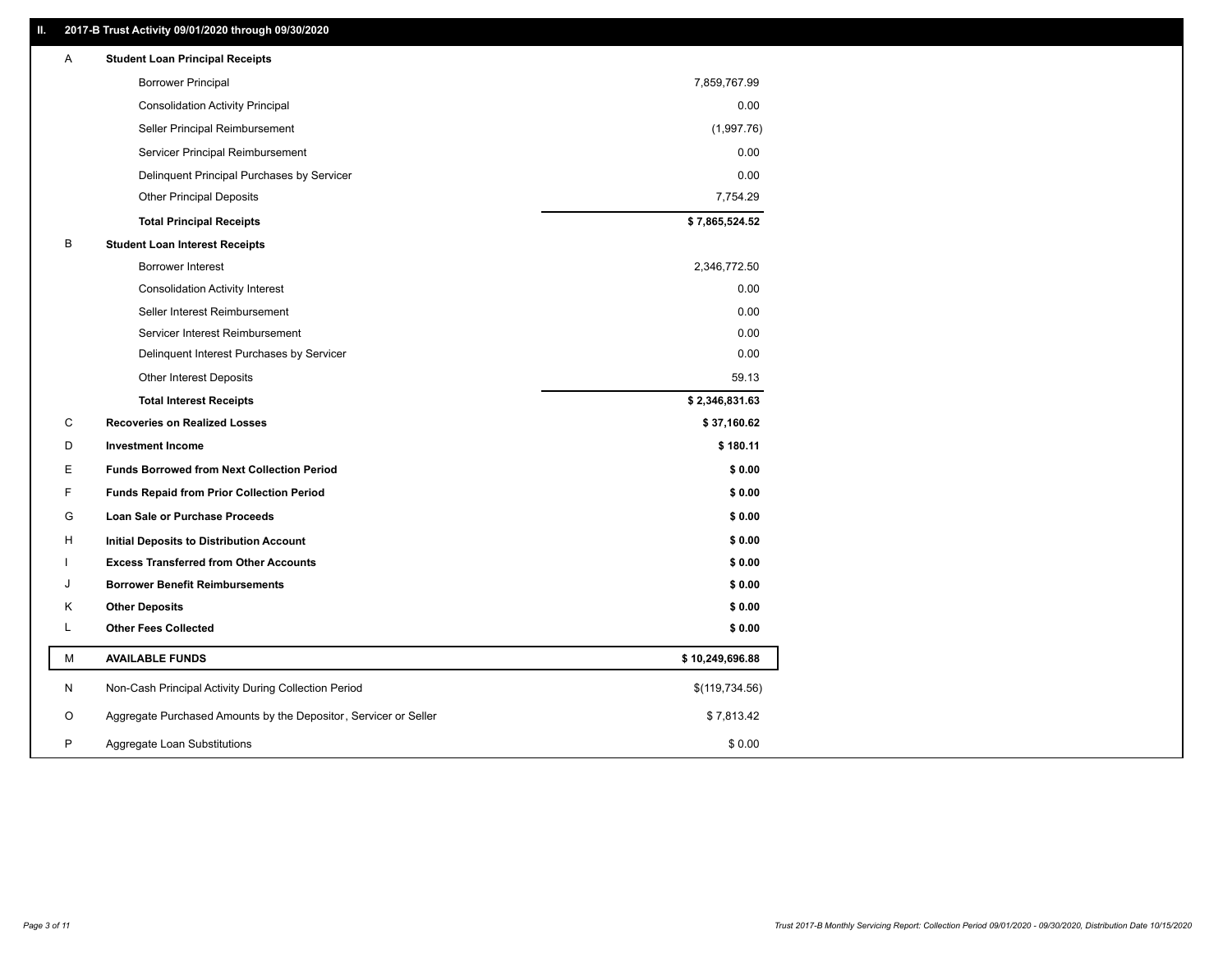## II. 2017-B Trust Activity 09/01/2020 through 09/30/2020

| | | |
|---|---|---|
| **A** | **Student Loan Principal Receipts** | |
| | Borrower Principal | 7,859,767.99 |
| | Consolidation Activity Principal | 0.00 |
| | Seller Principal Reimbursement | (1,997.76) |
| | Servicer Principal Reimbursement | 0.00 |
| | Delinquent Principal Purchases by Servicer | 0.00 |
| | Other Principal Deposits | 7,754.29 |
| | **Total Principal Receipts** | **$ 7,865,524.52** |
| **B** | **Student Loan Interest Receipts** | |
| | Borrower Interest | 2,346,772.50 |
| | Consolidation Activity Interest | 0.00 |
| | Seller Interest Reimbursement | 0.00 |
| | Servicer Interest Reimbursement | 0.00 |
| | Delinquent Interest Purchases by Servicer | 0.00 |
| | Other Interest Deposits | 59.13 |
| | **Total Interest Receipts** | **$ 2,346,831.63** |
| **C** | **Recoveries on Realized Losses** | **$ 37,160.62** |
| **D** | **Investment Income** | **$ 180.11** |
| **E** | **Funds Borrowed from Next Collection Period** | **$ 0.00** |
| **F** | **Funds Repaid from Prior Collection Period** | **$ 0.00** |
| **G** | **Loan Sale or Purchase Proceeds** | **$ 0.00** |
| **H** | **Initial Deposits to Distribution Account** | **$ 0.00** |
| **I** | **Excess Transferred from Other Accounts** | **$ 0.00** |
| **J** | **Borrower Benefit Reimbursements** | **$ 0.00** |
| **K** | **Other Deposits** | **$ 0.00** |
| **L** | **Other Fees Collected** | **$ 0.00** |
| **M** | **AVAILABLE FUNDS** | **$ 10,249,696.88** |
| N | Non-Cash Principal Activity During Collection Period | $(119,734.56) |
| O | Aggregate Purchased Amounts by the Depositor, Servicer or Seller | $ 7,813.42 |
| P | Aggregate Loan Substitutions | $ 0.00 |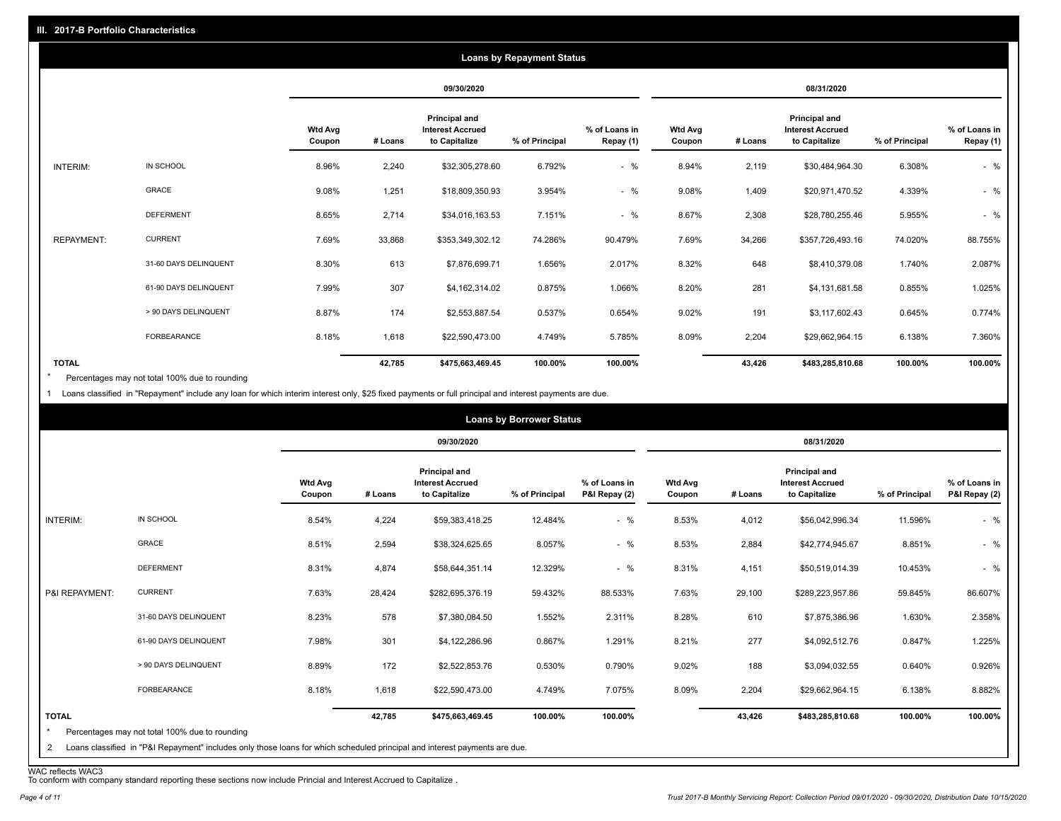## III. 2017-B Portfolio Characteristics

### Loans by Repayment Status

| | | 09/30/2020 | | | | | 08/31/2020 | | | | |
|---|---|---|---|---|---|---|---|---|---|---|---|
| | | Wtd Avg Coupon | # Loans | Principal and Interest Accrued to Capitalize | % of Principal | % of Loans in Repay (1) | Wtd Avg Coupon | # Loans | Principal and Interest Accrued to Capitalize | % of Principal | % of Loans in Repay (1) |
| INTERIM: | IN SCHOOL | 8.96% | 2,240 | $32,305,278.60 | 6.792% | - % | 8.94% | 2,119 | $30,484,964.30 | 6.308% | - % |
| | GRACE | 9.08% | 1,251 | $18,809,350.93 | 3.954% | - % | 9.08% | 1,409 | $20,971,470.52 | 4.339% | - % |
| | DEFERMENT | 8.65% | 2,714 | $34,016,163.53 | 7.151% | - % | 8.67% | 2,308 | $28,780,255.46 | 5.955% | - % |
| REPAYMENT: | CURRENT | 7.69% | 33,868 | $353,349,302.12 | 74.286% | 90.479% | 7.69% | 34,266 | $357,726,493.16 | 74.020% | 88.755% |
| | 31-60 DAYS DELINQUENT | 8.30% | 613 | $7,876,699.71 | 1.656% | 2.017% | 8.32% | 648 | $8,410,379.08 | 1.740% | 2.087% |
| | 61-90 DAYS DELINQUENT | 7.99% | 307 | $4,162,314.02 | 0.875% | 1.066% | 8.20% | 281 | $4,131,681.58 | 0.855% | 1.025% |
| | > 90 DAYS DELINQUENT | 8.87% | 174 | $2,553,887.54 | 0.537% | 0.654% | 9.02% | 191 | $3,117,602.43 | 0.645% | 0.774% |
| | FORBEARANCE | 8.18% | 1,618 | $22,590,473.00 | 4.749% | 5.785% | 8.09% | 2,204 | $29,662,964.15 | 6.138% | 7.360% |
| TOTAL | | | 42,785 | $475,663,469.45 | 100.00% | 100.00% | | 43,426 | $483,285,810.68 | 100.00% | 100.00% |

* Percentages may not total 100% due to rounding

1 Loans classified in "Repayment" include any loan for which interim interest only, $25 fixed payments or full principal and interest payments are due.

### Loans by Borrower Status

| | | 09/30/2020 | | | | | 08/31/2020 | | | | |
|---|---|---|---|---|---|---|---|---|---|---|---|
| | | Wtd Avg Coupon | # Loans | Principal and Interest Accrued to Capitalize | % of Principal | % of Loans in P&I Repay (2) | Wtd Avg Coupon | # Loans | Principal and Interest Accrued to Capitalize | % of Principal | % of Loans in P&I Repay (2) |
| INTERIM: | IN SCHOOL | 8.54% | 4,224 | $59,383,418.25 | 12.484% | - % | 8.53% | 4,012 | $56,042,996.34 | 11.596% | - % |
| | GRACE | 8.51% | 2,594 | $38,324,625.65 | 8.057% | - % | 8.53% | 2,884 | $42,774,945.67 | 8.851% | - % |
| | DEFERMENT | 8.31% | 4,874 | $58,644,351.14 | 12.329% | - % | 8.31% | 4,151 | $50,519,014.39 | 10.453% | - % |
| P&I REPAYMENT: | CURRENT | 7.63% | 28,424 | $282,695,376.19 | 59.432% | 88.533% | 7.63% | 29,100 | $289,223,957.86 | 59.845% | 86.607% |
| | 31-60 DAYS DELINQUENT | 8.23% | 578 | $7,380,084.50 | 1.552% | 2.311% | 8.28% | 610 | $7,875,386.96 | 1.630% | 2.358% |
| | 61-90 DAYS DELINQUENT | 7.98% | 301 | $4,122,286.96 | 0.867% | 1.291% | 8.21% | 277 | $4,092,512.76 | 0.847% | 1.225% |
| | > 90 DAYS DELINQUENT | 8.89% | 172 | $2,522,853.76 | 0.530% | 0.790% | 9.02% | 188 | $3,094,032.55 | 0.640% | 0.926% |
| | FORBEARANCE | 8.18% | 1,618 | $22,590,473.00 | 4.749% | 7.075% | 8.09% | 2,204 | $29,662,964.15 | 6.138% | 8.882% |
| TOTAL | | | 42,785 | $475,663,469.45 | 100.00% | 100.00% | | 43,426 | $483,285,810.68 | 100.00% | 100.00% |

* Percentages may not total 100% due to rounding

2 Loans classified in "P&I Repayment" includes only those loans for which scheduled principal and interest payments are due.

WAC reflects WAC3

To conform with company standard reporting these sections now include Princial and Interest Accrued to Capitalize .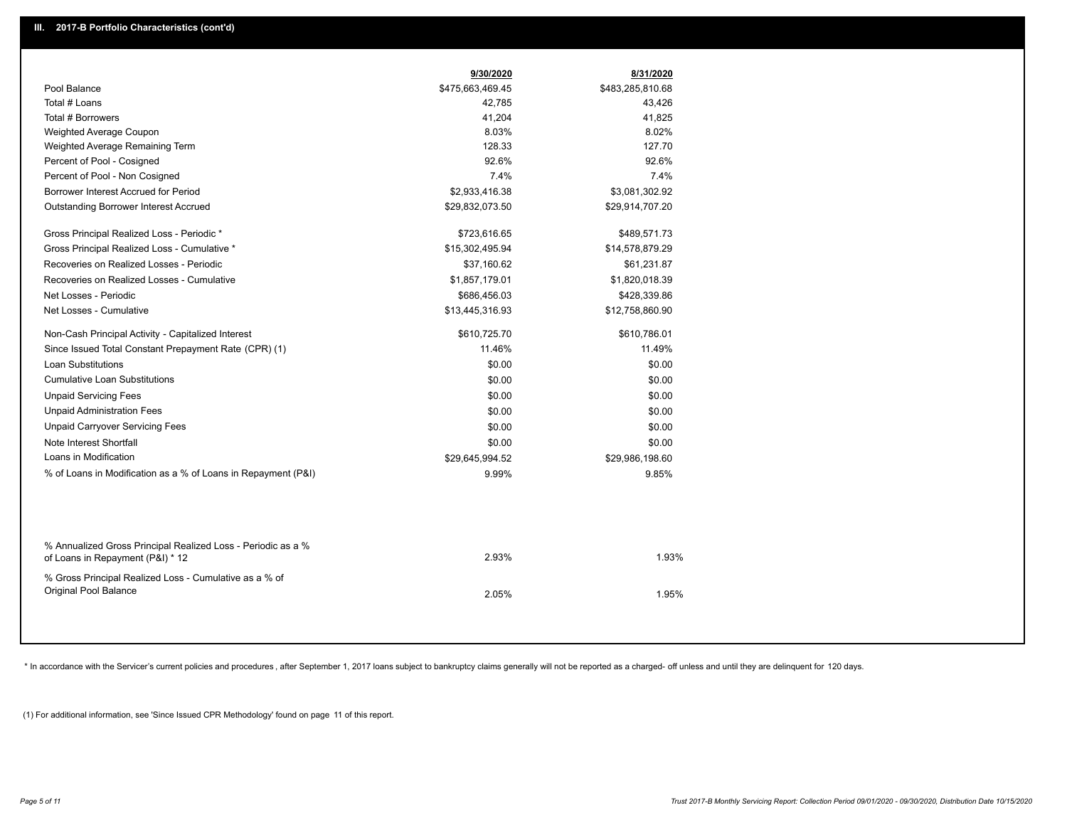## III. 2017-B Portfolio Characteristics (cont'd)

| | 9/30/2020 | 8/31/2020 |
|---|---|---|
| Pool Balance | $475,663,469.45 | $483,285,810.68 |
| Total # Loans | 42,785 | 43,426 |
| Total # Borrowers | 41,204 | 41,825 |
| Weighted Average Coupon | 8.03% | 8.02% |
| Weighted Average Remaining Term | 128.33 | 127.70 |
| Percent of Pool - Cosigned | 92.6% | 92.6% |
| Percent of Pool - Non Cosigned | 7.4% | 7.4% |
| Borrower Interest Accrued for Period | $2,933,416.38 | $3,081,302.92 |
| Outstanding Borrower Interest Accrued | $29,832,073.50 | $29,914,707.20 |
| Gross Principal Realized Loss - Periodic * | $723,616.65 | $489,571.73 |
| Gross Principal Realized Loss - Cumulative * | $15,302,495.94 | $14,578,879.29 |
| Recoveries on Realized Losses - Periodic | $37,160.62 | $61,231.87 |
| Recoveries on Realized Losses - Cumulative | $1,857,179.01 | $1,820,018.39 |
| Net Losses - Periodic | $686,456.03 | $428,339.86 |
| Net Losses - Cumulative | $13,445,316.93 | $12,758,860.90 |
| Non-Cash Principal Activity - Capitalized Interest | $610,725.70 | $610,786.01 |
| Since Issued Total Constant Prepayment Rate (CPR) (1) | 11.46% | 11.49% |
| Loan Substitutions | $0.00 | $0.00 |
| Cumulative Loan Substitutions | $0.00 | $0.00 |
| Unpaid Servicing Fees | $0.00 | $0.00 |
| Unpaid Administration Fees | $0.00 | $0.00 |
| Unpaid Carryover Servicing Fees | $0.00 | $0.00 |
| Note Interest Shortfall | $0.00 | $0.00 |
| Loans in Modification | $29,645,994.52 | $29,986,198.60 |
| % of Loans in Modification as a % of Loans in Repayment (P&I) | 9.99% | 9.85% |
| % Annualized Gross Principal Realized Loss - Periodic as a % of Loans in Repayment (P&I) * 12 | 2.93% | 1.93% |
| % Gross Principal Realized Loss - Cumulative as a % of Original Pool Balance | 2.05% | 1.95% |

* In accordance with the Servicer's current policies and procedures, after September 1, 2017 loans subject to bankruptcy claims generally will not be reported as a charged- off unless and until they are delinquent for 120 days.

(1) For additional information, see 'Since Issued CPR Methodology' found on page 11 of this report.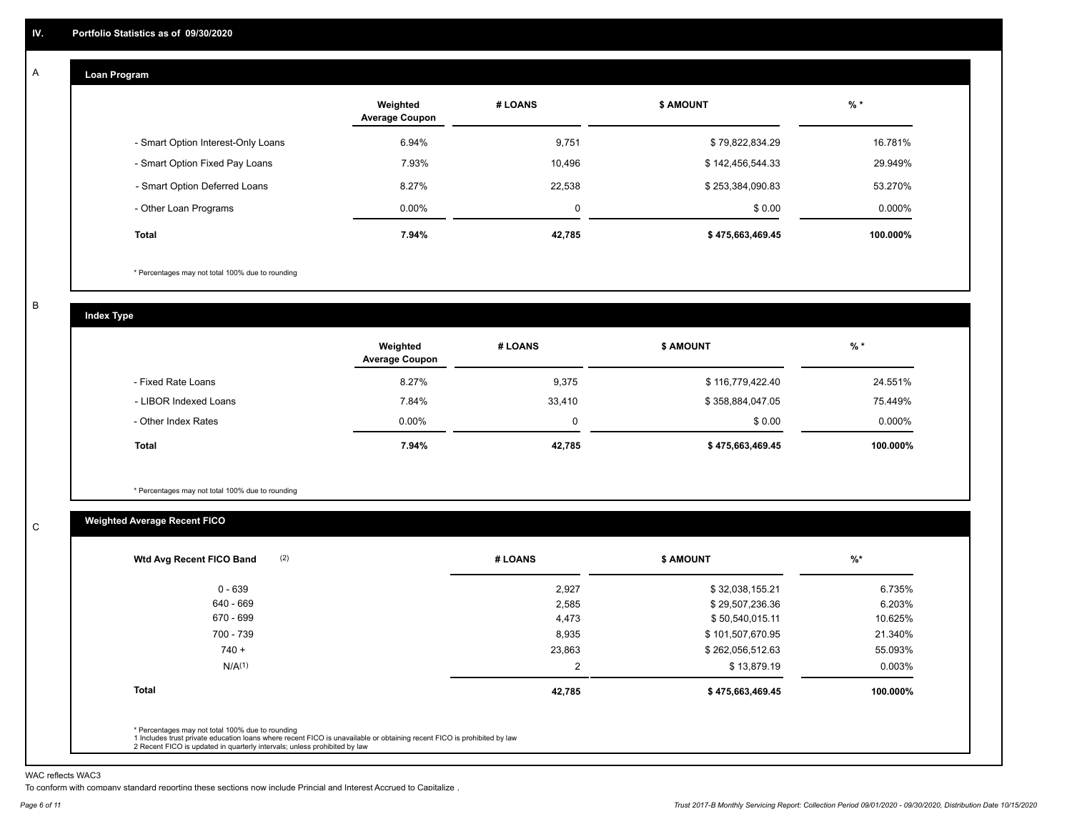## IV. Portfolio Statistics as of 09/30/2020

### A Loan Program

| | Weighted Average Coupon | # LOANS | $ AMOUNT | % * |
|---|---|---|---|---|
| - Smart Option Interest-Only Loans | 6.94% | 9,751 | $ 79,822,834.29 | 16.781% |
| - Smart Option Fixed Pay Loans | 7.93% | 10,496 | $ 142,456,544.33 | 29.949% |
| - Smart Option Deferred Loans | 8.27% | 22,538 | $ 253,384,090.83 | 53.270% |
| - Other Loan Programs | 0.00% | 0 | $ 0.00 | 0.000% |
| **Total** | **7.94%** | **42,785** | **$ 475,663,469.45** | **100.000%** |

* Percentages may not total 100% due to rounding

### B Index Type

| | Weighted Average Coupon | # LOANS | $ AMOUNT | % * |
|---|---|---|---|---|
| - Fixed Rate Loans | 8.27% | 9,375 | $ 116,779,422.40 | 24.551% |
| - LIBOR Indexed Loans | 7.84% | 33,410 | $ 358,884,047.05 | 75.449% |
| - Other Index Rates | 0.00% | 0 | $ 0.00 | 0.000% |
| **Total** | **7.94%** | **42,785** | **$ 475,663,469.45** | **100.000%** |

* Percentages may not total 100% due to rounding

### C Weighted Average Recent FICO

| Wtd Avg Recent FICO Band (2) | # LOANS | $ AMOUNT | %* |
|---|---|---|---|
| 0 - 639 | 2,927 | $ 32,038,155.21 | 6.735% |
| 640 - 669 | 2,585 | $ 29,507,236.36 | 6.203% |
| 670 - 699 | 4,473 | $ 50,540,015.11 | 10.625% |
| 700 - 739 | 8,935 | $ 101,507,670.95 | 21.340% |
| 740 + | 23,863 | $ 262,056,512.63 | 55.093% |
| N/A(1) | 2 | $ 13,879.19 | 0.003% |
| **Total** | **42,785** | **$ 475,663,469.45** | **100.000%** |

* Percentages may not total 100% due to rounding
1 Includes trust private education loans where recent FICO is unavailable or obtaining recent FICO is prohibited by law
2 Recent FICO is updated in quarterly intervals; unless prohibited by law

WAC reflects WAC3

To conform with company standard reporting these sections now include Princial and Interest Accrued to Capitalize .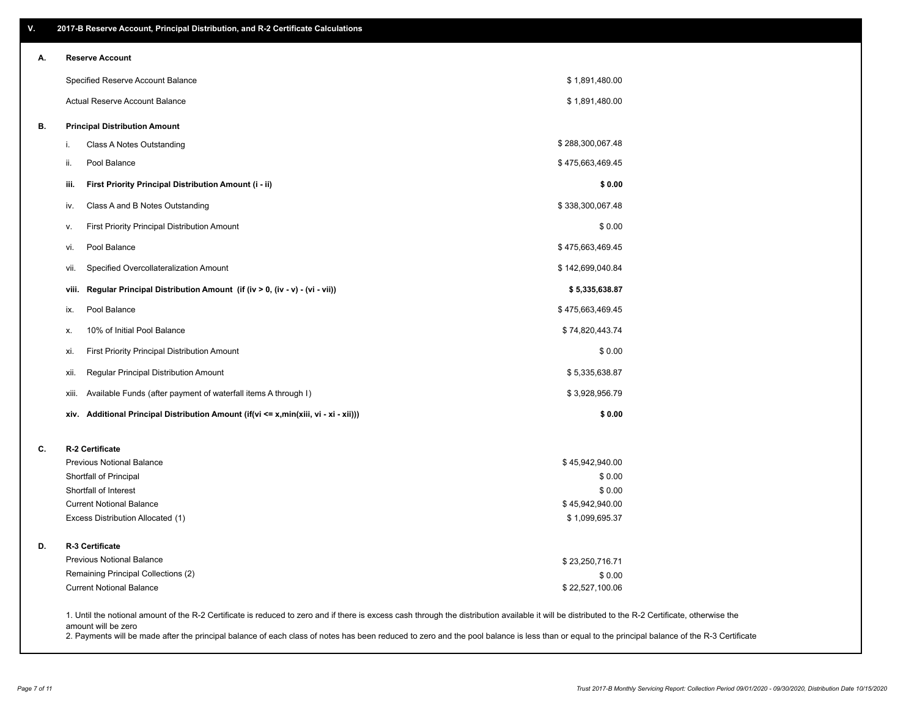## V. 2017-B Reserve Account, Principal Distribution, and R-2 Certificate Calculations

### A. Reserve Account

| | |
|---|---|
| Specified Reserve Account Balance | $ 1,891,480.00 |
| Actual Reserve Account Balance | $ 1,891,480.00 |

### B. Principal Distribution Amount

| | | |
|---|---|---|
| i. | Class A Notes Outstanding | $ 288,300,067.48 |
| ii. | Pool Balance | $ 475,663,469.45 |
| **iii.** | **First Priority Principal Distribution Amount (i - ii)** | **$ 0.00** |
| iv. | Class A and B Notes Outstanding | $ 338,300,067.48 |
| v. | First Priority Principal Distribution Amount | $ 0.00 |
| vi. | Pool Balance | $ 475,663,469.45 |
| vii. | Specified Overcollateralization Amount | $ 142,699,040.84 |
| **viii.** | **Regular Principal Distribution Amount (if (iv > 0, (iv - v) - (vi - vii))** | **$ 5,335,638.87** |
| ix. | Pool Balance | $ 475,663,469.45 |
| x. | 10% of Initial Pool Balance | $ 74,820,443.74 |
| xi. | First Priority Principal Distribution Amount | $ 0.00 |
| xii. | Regular Principal Distribution Amount | $ 5,335,638.87 |
| xiii. | Available Funds (after payment of waterfall items A through I) | $ 3,928,956.79 |
| **xiv.** | **Additional Principal Distribution Amount (if(vi <= x,min(xiii, vi - xi - xii)))** | **$ 0.00** |

### C. R-2 Certificate

| | |
|---|---|
| Previous Notional Balance | $ 45,942,940.00 |
| Shortfall of Principal | $ 0.00 |
| Shortfall of Interest | $ 0.00 |
| Current Notional Balance | $ 45,942,940.00 |
| Excess Distribution Allocated (1) | $ 1,099,695.37 |

### D. R-3 Certificate

| | |
|---|---|
| Previous Notional Balance | $ 23,250,716.71 |
| Remaining Principal Collections (2) | $ 0.00 |
| Current Notional Balance | $ 22,527,100.06 |

1. Until the notional amount of the R-2 Certificate is reduced to zero and if there is excess cash through the distribution available it will be distributed to the R-2 Certificate, otherwise the amount will be zero
2. Payments will be made after the principal balance of each class of notes has been reduced to zero and the pool balance is less than or equal to the principal balance of the R-3 Certificate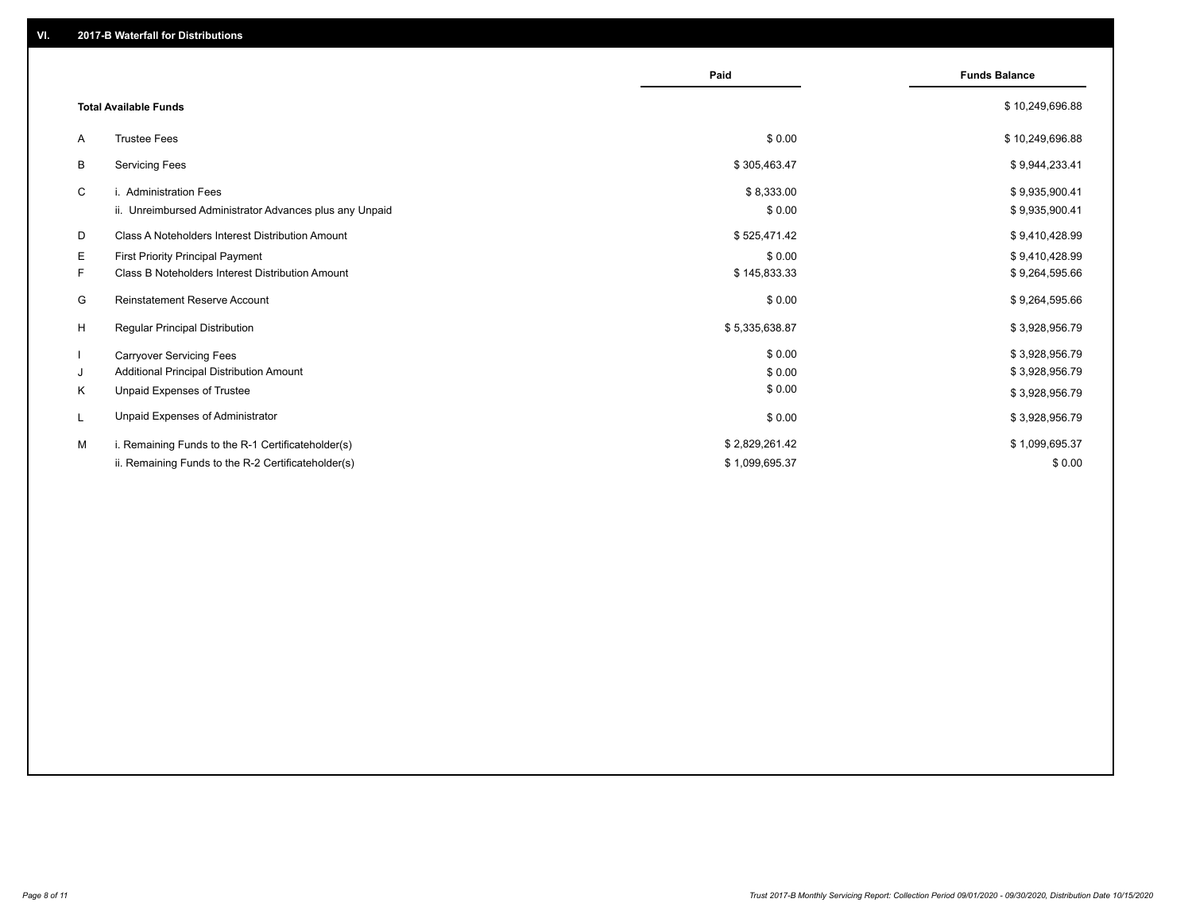## VI. 2017-B Waterfall for Distributions

| | | Paid | Funds Balance |
|---|---|---|---|
| | **Total Available Funds** | | $ 10,249,696.88 |
| A | Trustee Fees | $ 0.00 | $ 10,249,696.88 |
| B | Servicing Fees | $ 305,463.47 | $ 9,944,233.41 |
| C | i. Administration Fees | $ 8,333.00 | $ 9,935,900.41 |
| | ii. Unreimbursed Administrator Advances plus any Unpaid | $ 0.00 | $ 9,935,900.41 |
| D | Class A Noteholders Interest Distribution Amount | $ 525,471.42 | $ 9,410,428.99 |
| E | First Priority Principal Payment | $ 0.00 | $ 9,410,428.99 |
| F | Class B Noteholders Interest Distribution Amount | $ 145,833.33 | $ 9,264,595.66 |
| G | Reinstatement Reserve Account | $ 0.00 | $ 9,264,595.66 |
| H | Regular Principal Distribution | $ 5,335,638.87 | $ 3,928,956.79 |
| I | Carryover Servicing Fees | $ 0.00 | $ 3,928,956.79 |
| J | Additional Principal Distribution Amount | $ 0.00 | $ 3,928,956.79 |
| K | Unpaid Expenses of Trustee | $ 0.00 | $ 3,928,956.79 |
| L | Unpaid Expenses of Administrator | $ 0.00 | $ 3,928,956.79 |
| M | i. Remaining Funds to the R-1 Certificateholder(s) | $ 2,829,261.42 | $ 1,099,695.37 |
| | ii. Remaining Funds to the R-2 Certificateholder(s) | $ 1,099,695.37 | $ 0.00 |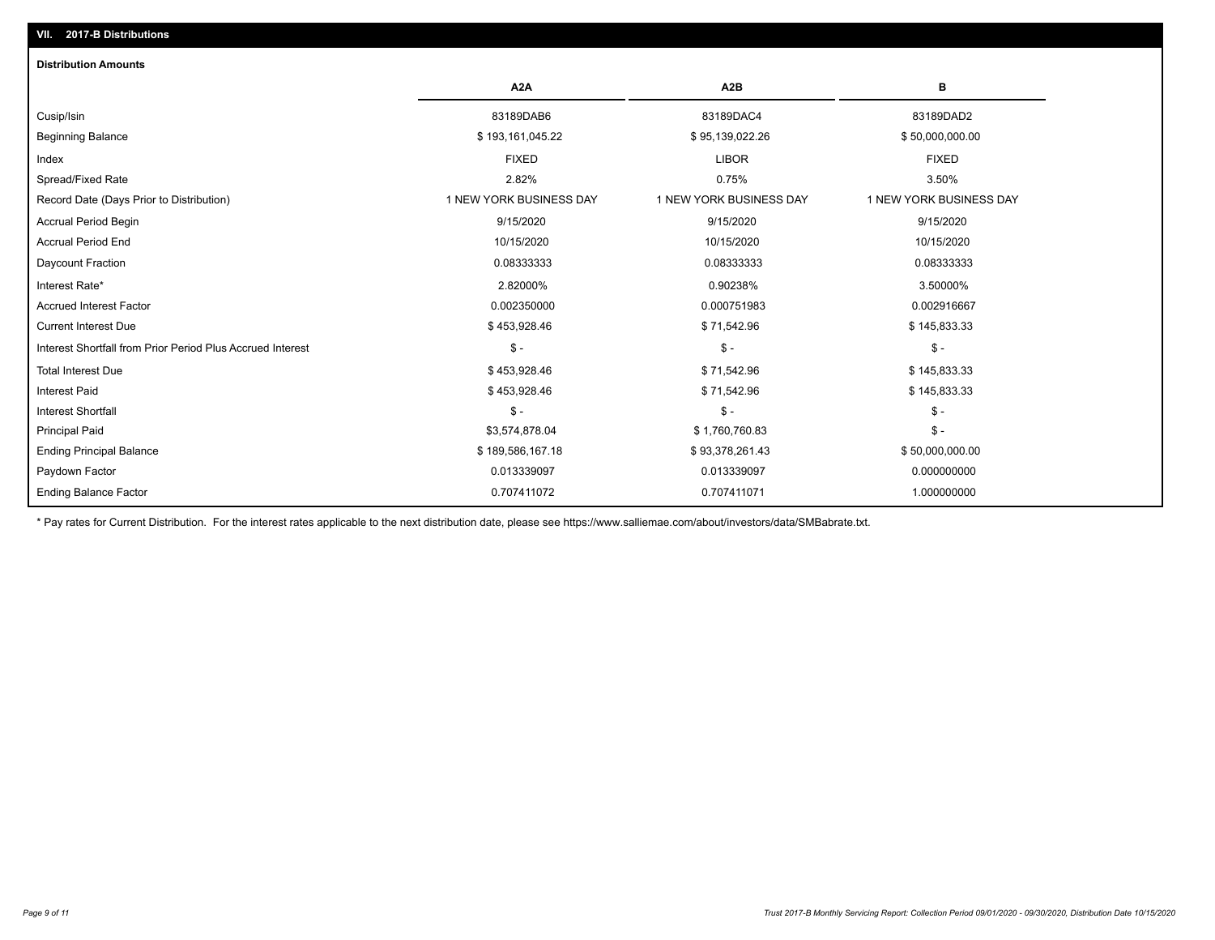## VII. 2017-B Distributions

### Distribution Amounts

| | A2A | A2B | B |
|---|---|---|---|
| Cusip/Isin | 83189DAB6 | 83189DAC4 | 83189DAD2 |
| Beginning Balance | $ 193,161,045.22 | $ 95,139,022.26 | $ 50,000,000.00 |
| Index | FIXED | LIBOR | FIXED |
| Spread/Fixed Rate | 2.82% | 0.75% | 3.50% |
| Record Date (Days Prior to Distribution) | 1 NEW YORK BUSINESS DAY | 1 NEW YORK BUSINESS DAY | 1 NEW YORK BUSINESS DAY |
| Accrual Period Begin | 9/15/2020 | 9/15/2020 | 9/15/2020 |
| Accrual Period End | 10/15/2020 | 10/15/2020 | 10/15/2020 |
| Daycount Fraction | 0.08333333 | 0.08333333 | 0.08333333 |
| Interest Rate* | 2.82000% | 0.90238% | 3.50000% |
| Accrued Interest Factor | 0.002350000 | 0.000751983 | 0.002916667 |
| Current Interest Due | $ 453,928.46 | $ 71,542.96 | $ 145,833.33 |
| Interest Shortfall from Prior Period Plus Accrued Interest | $ - | $ - | $ - |
| Total Interest Due | $ 453,928.46 | $ 71,542.96 | $ 145,833.33 |
| Interest Paid | $ 453,928.46 | $ 71,542.96 | $ 145,833.33 |
| Interest Shortfall | $ - | $ - | $ - |
| Principal Paid | $3,574,878.04 | $ 1,760,760.83 | $ - |
| Ending Principal Balance | $ 189,586,167.18 | $ 93,378,261.43 | $ 50,000,000.00 |
| Paydown Factor | 0.013339097 | 0.013339097 | 0.000000000 |
| Ending Balance Factor | 0.707411072 | 0.707411071 | 1.000000000 |

* Pay rates for Current Distribution. For the interest rates applicable to the next distribution date, please see https://www.salliemae.com/about/investors/data/SMBabrate.txt.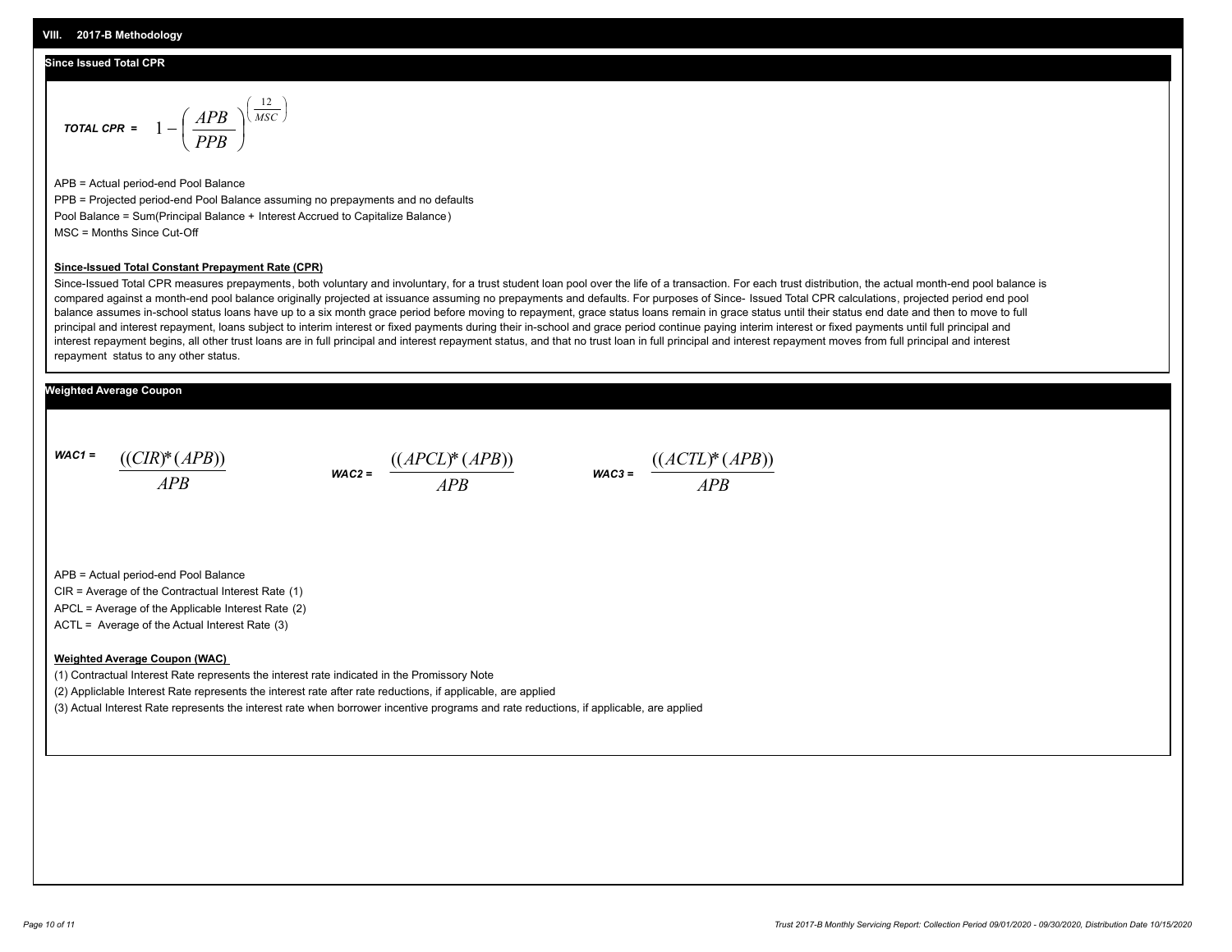## VIII. 2017-B Methodology

### Since Issued Total CPR

$$\textbf{TOTAL CPR} = 1 - \left(\frac{APB}{PPB}\right)^{\left(\frac{12}{MSC}\right)}$$

APB = Actual period-end Pool Balance

PPB = Projected period-end Pool Balance assuming no prepayments and no defaults

Pool Balance = Sum(Principal Balance + Interest Accrued to Capitalize Balance)

MSC = Months Since Cut-Off

**Since-Issued Total Constant Prepayment Rate (CPR)**

Since-Issued Total CPR measures prepayments, both voluntary and involuntary, for a trust student loan pool over the life of a transaction. For each trust distribution, the actual month-end pool balance is compared against a month-end pool balance originally projected at issuance assuming no prepayments and defaults. For purposes of Since- Issued Total CPR calculations, projected period end pool balance assumes in-school status loans have up to a six month grace period before moving to repayment, grace status loans remain in grace status until their status end date and then to move to full principal and interest repayment, loans subject to interim interest or fixed payments during their in-school and grace period continue paying interim interest or fixed payments until full principal and interest repayment begins, all other trust loans are in full principal and interest repayment status, and that no trust loan in full principal and interest repayment moves from full principal and interest repayment status to any other status.

### Weighted Average Coupon

$$\textbf{WAC1} = \frac{((CIR)^*(APB))}{APB} \qquad \textbf{WAC2} = \frac{((APCL)^*(APB))}{APB} \qquad \textbf{WAC3} = \frac{((ACTL)^*(APB))}{APB}$$

APB = Actual period-end Pool Balance

CIR = Average of the Contractual Interest Rate (1)

APCL = Average of the Applicable Interest Rate (2)

ACTL = Average of the Actual Interest Rate (3)

**Weighted Average Coupon (WAC)**

(1) Contractual Interest Rate represents the interest rate indicated in the Promissory Note

(2) Appliclable Interest Rate represents the interest rate after rate reductions, if applicable, are applied

(3) Actual Interest Rate represents the interest rate when borrower incentive programs and rate reductions, if applicable, are applied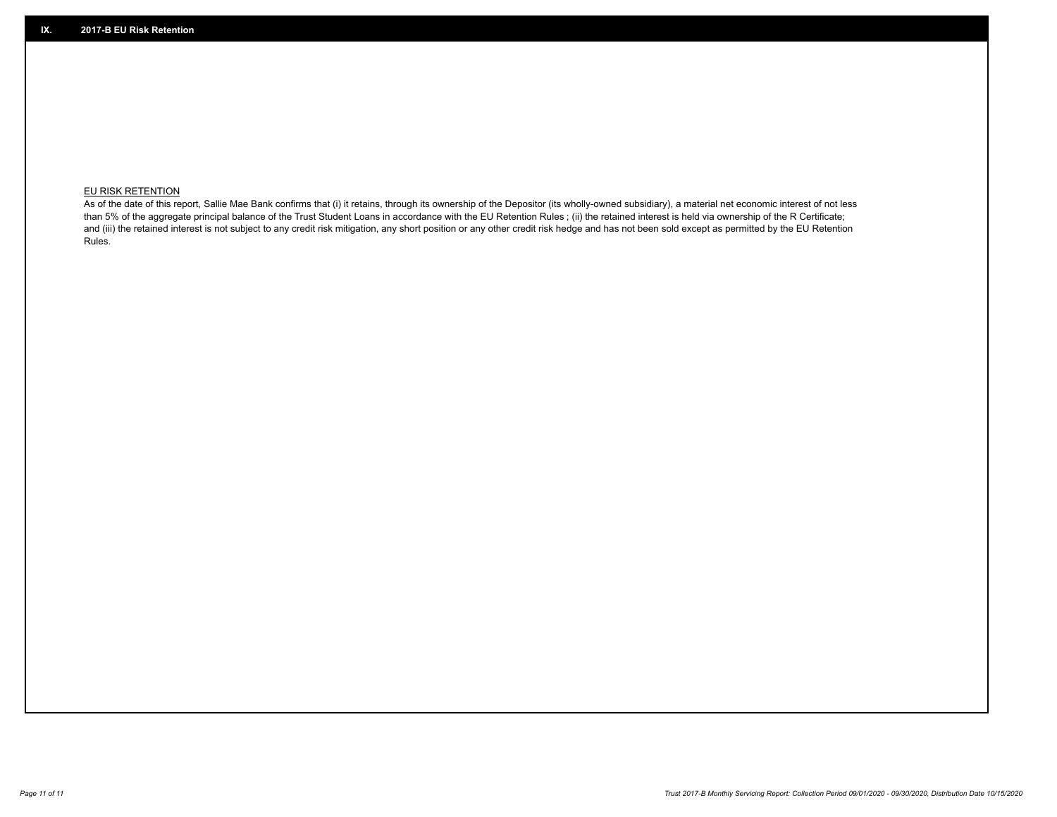## IX. 2017-B EU Risk Retention

EU RISK RETENTION

As of the date of this report, Sallie Mae Bank confirms that (i) it retains, through its ownership of the Depositor (its wholly-owned subsidiary), a material net economic interest of not less than 5% of the aggregate principal balance of the Trust Student Loans in accordance with the EU Retention Rules ; (ii) the retained interest is held via ownership of the R Certificate; and (iii) the retained interest is not subject to any credit risk mitigation, any short position or any other credit risk hedge and has not been sold except as permitted by the EU Retention Rules.